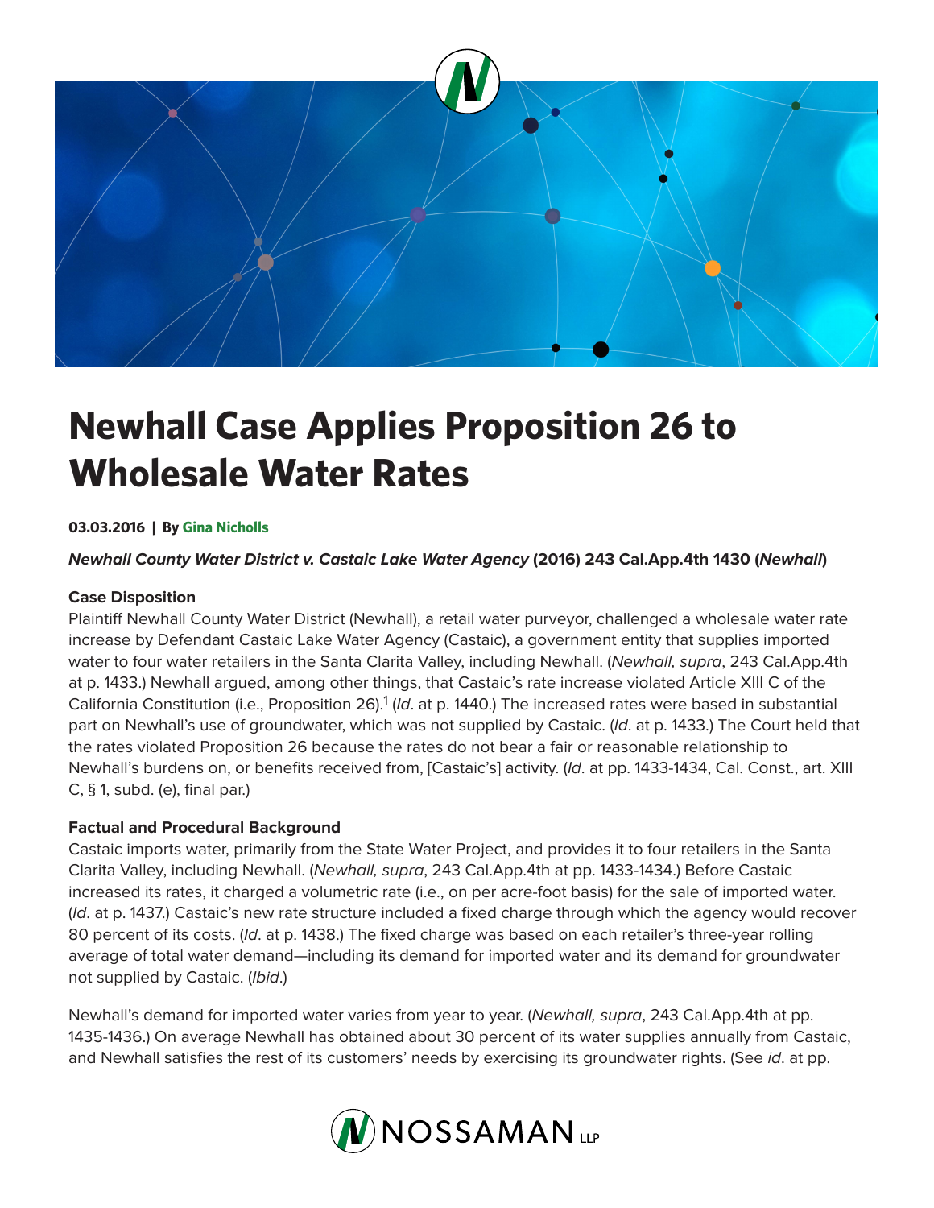# Newhall Case Applies Proposition 26 to Wholesale Water Rates

**03.03.2016 | By Gina Nicholls**

***Newhall County Water District v. Castaic Lake Water Agency* (2016) 243 Cal.App.4th 1430 (*Newhall*)**

**Case Disposition**

Plaintiff Newhall County Water District (Newhall), a retail water purveyor, challenged a wholesale water rate increase by Defendant Castaic Lake Water Agency (Castaic), a government entity that supplies imported water to four water retailers in the Santa Clarita Valley, including Newhall. (*Newhall, supra*, 243 Cal.App.4th at p. 1433.) Newhall argued, among other things, that Castaic's rate increase violated Article XIII C of the California Constitution (i.e., Proposition 26).[1] (*Id*. at p. 1440.) The increased rates were based in substantial part on Newhall's use of groundwater, which was not supplied by Castaic. (*Id*. at p. 1433.) The Court held that the rates violated Proposition 26 because the rates do not bear a fair or reasonable relationship to Newhall's burdens on, or benefits received from, [Castaic's] activity. (*Id*. at pp. 1433-1434, Cal. Const., art. XIII C, § 1, subd. (e), final par.)

**Factual and Procedural Background**

Castaic imports water, primarily from the State Water Project, and provides it to four retailers in the Santa Clarita Valley, including Newhall. (*Newhall, supra*, 243 Cal.App.4th at pp. 1433-1434.) Before Castaic increased its rates, it charged a volumetric rate (i.e., on per acre-foot basis) for the sale of imported water. (*Id*. at p. 1437.) Castaic's new rate structure included a fixed charge through which the agency would recover 80 percent of its costs. (*Id*. at p. 1438.) The fixed charge was based on each retailer's three-year rolling average of total water demand—including its demand for imported water and its demand for groundwater not supplied by Castaic. (*Ibid*.)

Newhall's demand for imported water varies from year to year. (*Newhall, supra*, 243 Cal.App.4th at pp. 1435-1436.) On average Newhall has obtained about 30 percent of its water supplies annually from Castaic, and Newhall satisfies the rest of its customers' needs by exercising its groundwater rights. (See *id*. at pp.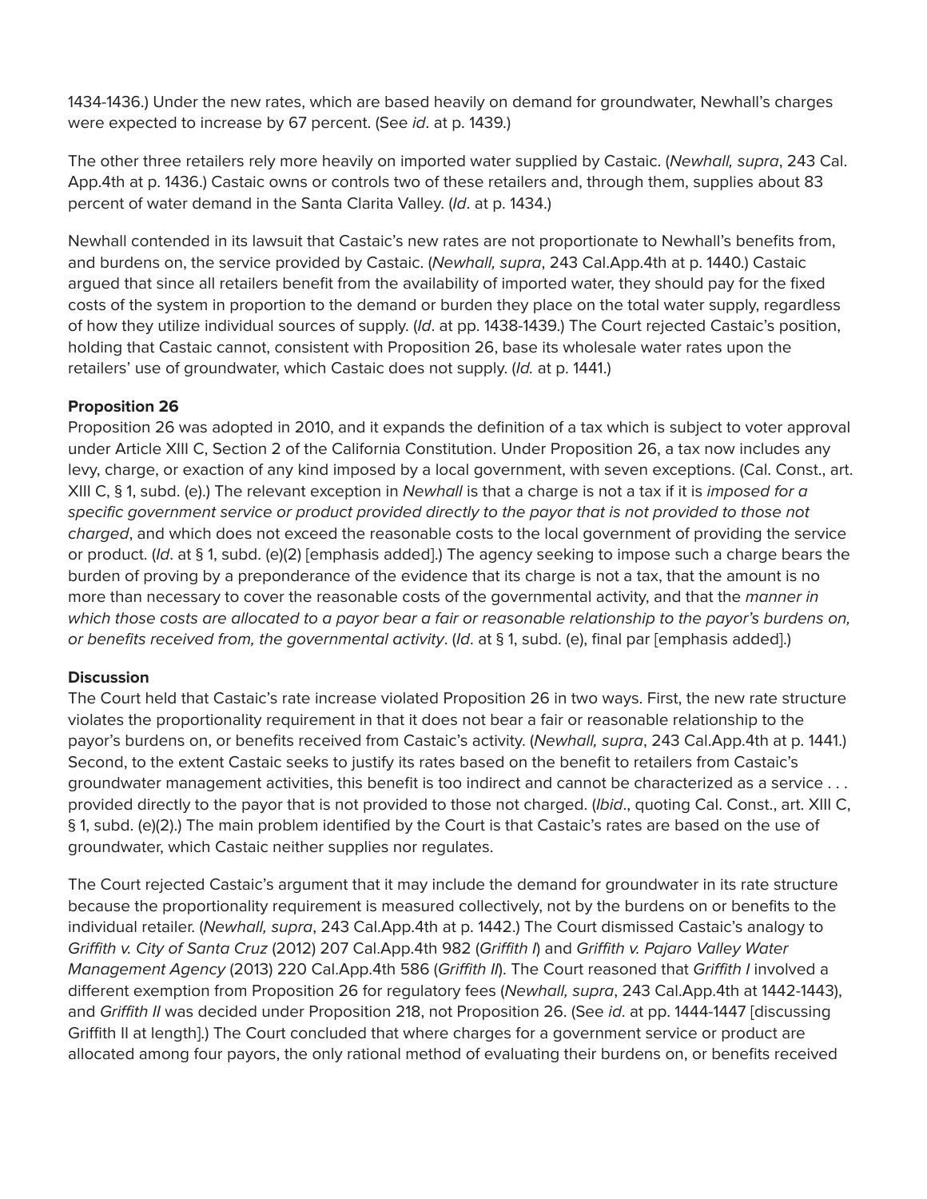1434-1436.) Under the new rates, which are based heavily on demand for groundwater, Newhall's charges were expected to increase by 67 percent. (See *id*. at p. 1439.)

The other three retailers rely more heavily on imported water supplied by Castaic. (*Newhall, supra*, 243 Cal. App.4th at p. 1436.) Castaic owns or controls two of these retailers and, through them, supplies about 83 percent of water demand in the Santa Clarita Valley. (*Id*. at p. 1434.)

Newhall contended in its lawsuit that Castaic's new rates are not proportionate to Newhall's benefits from, and burdens on, the service provided by Castaic. (*Newhall, supra*, 243 Cal.App.4th at p. 1440.) Castaic argued that since all retailers benefit from the availability of imported water, they should pay for the fixed costs of the system in proportion to the demand or burden they place on the total water supply, regardless of how they utilize individual sources of supply. (*Id*. at pp. 1438-1439.) The Court rejected Castaic's position, holding that Castaic cannot, consistent with Proposition 26, base its wholesale water rates upon the retailers' use of groundwater, which Castaic does not supply. (*Id.* at p. 1441.)

**Proposition 26**

Proposition 26 was adopted in 2010, and it expands the definition of a tax which is subject to voter approval under Article XIII C, Section 2 of the California Constitution. Under Proposition 26, a tax now includes any levy, charge, or exaction of any kind imposed by a local government, with seven exceptions. (Cal. Const., art. XIII C, § 1, subd. (e).) The relevant exception in *Newhall* is that a charge is not a tax if it is *imposed for a specific government service or product provided directly to the payor that is not provided to those not charged*, and which does not exceed the reasonable costs to the local government of providing the service or product. (*Id*. at § 1, subd. (e)(2) [emphasis added].) The agency seeking to impose such a charge bears the burden of proving by a preponderance of the evidence that its charge is not a tax, that the amount is no more than necessary to cover the reasonable costs of the governmental activity, and that the *manner in which those costs are allocated to a payor bear a fair or reasonable relationship to the payor's burdens on, or benefits received from, the governmental activity*. (*Id*. at § 1, subd. (e), final par [emphasis added].)

**Discussion**

The Court held that Castaic's rate increase violated Proposition 26 in two ways. First, the new rate structure violates the proportionality requirement in that it does not bear a fair or reasonable relationship to the payor's burdens on, or benefits received from Castaic's activity. (*Newhall, supra*, 243 Cal.App.4th at p. 1441.) Second, to the extent Castaic seeks to justify its rates based on the benefit to retailers from Castaic's groundwater management activities, this benefit is too indirect and cannot be characterized as a service . . . provided directly to the payor that is not provided to those not charged. (*Ibid*., quoting Cal. Const., art. XIII C, § 1, subd. (e)(2).) The main problem identified by the Court is that Castaic's rates are based on the use of groundwater, which Castaic neither supplies nor regulates.

The Court rejected Castaic's argument that it may include the demand for groundwater in its rate structure because the proportionality requirement is measured collectively, not by the burdens on or benefits to the individual retailer. (*Newhall, supra*, 243 Cal.App.4th at p. 1442.) The Court dismissed Castaic's analogy to *Griffith v. City of Santa Cruz* (2012) 207 Cal.App.4th 982 (*Griffith I*) and *Griffith v. Pajaro Valley Water Management Agency* (2013) 220 Cal.App.4th 586 (*Griffith II*). The Court reasoned that *Griffith I* involved a different exemption from Proposition 26 for regulatory fees (*Newhall, supra*, 243 Cal.App.4th at 1442-1443), and *Griffith II* was decided under Proposition 218, not Proposition 26. (See *id*. at pp. 1444-1447 [discussing Griffith II at length].) The Court concluded that where charges for a government service or product are allocated among four payors, the only rational method of evaluating their burdens on, or benefits received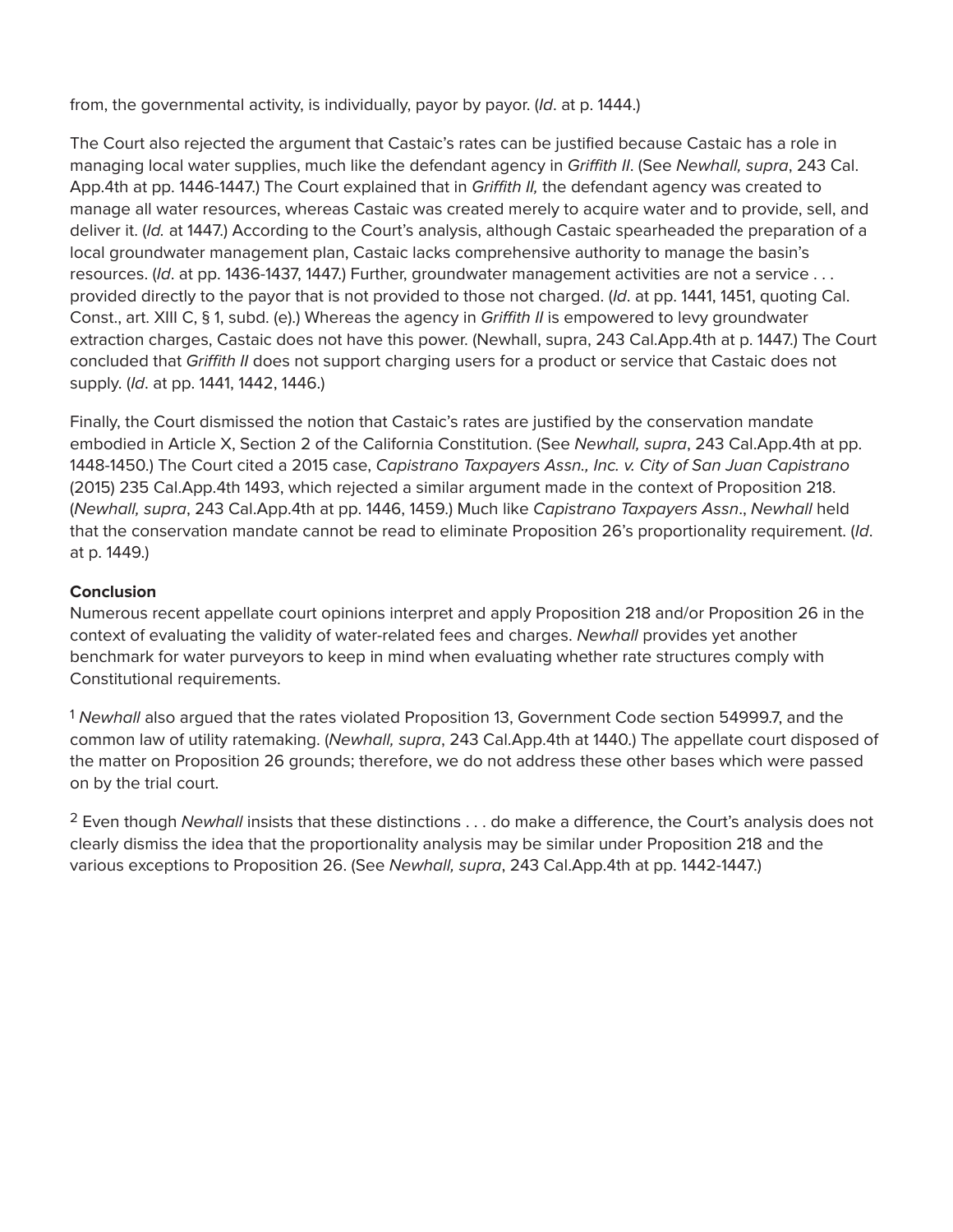from, the governmental activity, is individually, payor by payor. (*Id*. at p. 1444.)

The Court also rejected the argument that Castaic's rates can be justified because Castaic has a role in managing local water supplies, much like the defendant agency in *Griffith II*. (See *Newhall, supra*, 243 Cal. App.4th at pp. 1446-1447.) The Court explained that in *Griffith II,* the defendant agency was created to manage all water resources, whereas Castaic was created merely to acquire water and to provide, sell, and deliver it. (*Id.* at 1447.) According to the Court's analysis, although Castaic spearheaded the preparation of a local groundwater management plan, Castaic lacks comprehensive authority to manage the basin's resources. (*Id*. at pp. 1436-1437, 1447.) Further, groundwater management activities are not a service . . . provided directly to the payor that is not provided to those not charged. (*Id*. at pp. 1441, 1451, quoting Cal. Const., art. XIII C, § 1, subd. (e).) Whereas the agency in *Griffith II* is empowered to levy groundwater extraction charges, Castaic does not have this power. (Newhall, supra, 243 Cal.App.4th at p. 1447.) The Court concluded that *Griffith II* does not support charging users for a product or service that Castaic does not supply. (*Id*. at pp. 1441, 1442, 1446.)

Finally, the Court dismissed the notion that Castaic's rates are justified by the conservation mandate embodied in Article X, Section 2 of the California Constitution. (See *Newhall, supra*, 243 Cal.App.4th at pp. 1448-1450.) The Court cited a 2015 case, *Capistrano Taxpayers Assn., Inc. v. City of San Juan Capistrano* (2015) 235 Cal.App.4th 1493, which rejected a similar argument made in the context of Proposition 218. (*Newhall, supra*, 243 Cal.App.4th at pp. 1446, 1459.) Much like *Capistrano Taxpayers Assn*., *Newhall* held that the conservation mandate cannot be read to eliminate Proposition 26's proportionality requirement. (*Id*. at p. 1449.)

**Conclusion**

Numerous recent appellate court opinions interpret and apply Proposition 218 and/or Proposition 26 in the context of evaluating the validity of water-related fees and charges. *Newhall* provides yet another benchmark for water purveyors to keep in mind when evaluating whether rate structures comply with Constitutional requirements.

[1] *Newhall* also argued that the rates violated Proposition 13, Government Code section 54999.7, and the common law of utility ratemaking. (*Newhall, supra*, 243 Cal.App.4th at 1440.) The appellate court disposed of the matter on Proposition 26 grounds; therefore, we do not address these other bases which were passed on by the trial court.

[2] Even though *Newhall* insists that these distinctions . . . do make a difference, the Court's analysis does not clearly dismiss the idea that the proportionality analysis may be similar under Proposition 218 and the various exceptions to Proposition 26. (See *Newhall, supra*, 243 Cal.App.4th at pp. 1442-1447.)